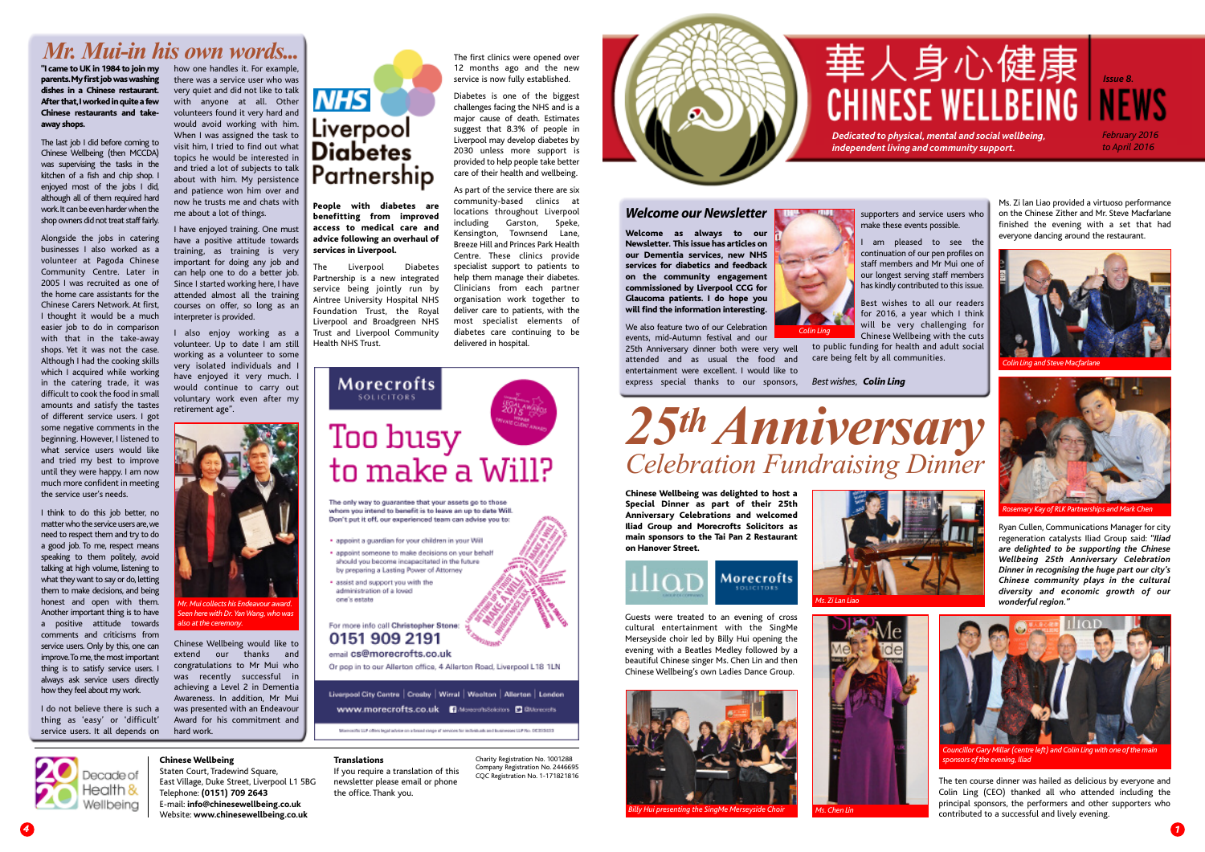# Mr. Mui-in his own words...

**"I came to UK in 1984 to join my parents. My first job was washing dishes in a Chinese restaurant. After that, I worked in quite a few Chinese restaurants and take-away shops.**

The last job I did before coming to Chinese Wellbeing (then MCCDA) was supervising the tasks in the kitchen of a fish and chip shop. I enjoyed most of the jobs I did, although all of them required hard work. It can be even harder when the shop owners did not treat staff fairly.

Alongside the jobs in catering businesses I also worked as a volunteer at Pagoda Chinese Community Centre. Later in 2005 I was recruited as one of the home care assistants for the Chinese Carers Network. At first, I thought it would be a much easier job to do in comparison with that in the take-away shops. Yet it was not the case. Although I had the cooking skills which I acquired while working in the catering trade, it was difficult to cook the food in small amounts and satisfy the tastes of different service users. I got some negative comments in the beginning. However, I listened to what service users would like and tried my best to improve until they were happy. I am now much more confident in meeting the service user's needs.

I think to do this job better, no matter who the service users are, we need to respect them and try to do a good job. To me, respect means speaking to them politely, avoid talking at high volume, listening to what they want to say or do, letting them to make decisions, and being honest and open with them. Another important thing is to have a positive attitude towards comments and criticisms from service users. Only by this, one can improve. To me, the most important thing is to satisfy service users. I always ask service users directly how they feel about my work.

I do not believe there is such a thing as 'easy' or 'difficult' service users. It all depends on how one handles it. For example, there was a service user who was very quiet and did not like to talk with anyone at all. Other volunteers found it very hard and would avoid working with him. When I was assigned the task to visit him, I tried to find out what topics he would be interested in and tried a lot of subjects to talk with him. My persistence and patience won him over and now he trusts me and chats with me about a lot of things.

I have enjoyed training. One must have a positive attitude towards training, as training is very important for doing any job and can help one to do a better job. Since I started working here, I have attended almost all the training courses on offer, so long as an interpreter is provided.

I also enjoy working as a volunteer. Up to date I am still working as a volunteer to some very isolated individuals and I have enjoyed it very much. I would continue to carry out voluntary work even after my retirement age".

*Mr. Mui collects his Endeavour award. Seen here with Dr. Yan Wang, who was also at the ceremony.*

Chinese Wellbeing would like to extend our thanks and congratulations to Mr Mui who was recently successful in achieving a Level 2 in Dementia Awareness. In addition, Mr Mui was presented with an Endeavour Award for his commitment and hard work.

## NHS Liverpool Diabetes Partnership

**People with diabetes are benefitting from improved access to medical care and advice following an overhaul of services in Liverpool.**

The Liverpool Diabetes Partnership is a new integrated service being jointly run by Aintree University Hospital NHS Foundation Trust, the Royal Liverpool and Broadgreen NHS Trust and Liverpool Community Health NHS Trust.

The first clinics were opened over 12 months ago and the new service is now fully established.

Diabetes is one of the biggest challenges facing the NHS and is a major cause of death. Estimates suggest that 8.3% of people in Liverpool may develop diabetes by 2030 unless more support is provided to help people take better care of their health and wellbeing.

As part of the service there are six community-based clinics at locations throughout Liverpool including Garston, Speke, Kensington, Townsend Lane, Breeze Hill and Princes Park Health Centre. These clinics provide specialist support to patients to help them manage their diabetes. Clinicians from each partner organisation work together to deliver care to patients, with the most specialist elements of diabetes care continuing to be delivered in hospital.

## Morecrofts Solicitors

# Too busy to make a Will?

The only way to guarantee that your assets go to those whom you intend to benefit is to leave an up to date Will. Don't put it off, our experienced team can advise you to:

- appoint a guardian for your children in your Will
- appoint someone to make decisions on your behalf should you become incapacitated in the future by preparing a Lasting Power of Attorney
- assist and support you with the administration of a loved one's estate

For more info call Christopher Stone:
**0151 909 2191**
email **cs@morecrofts.co.uk**
Or pop in to our Allerton office, 4 Allerton Road, Liverpool L18 1LN

Liverpool City Centre | Crosby | Wirral | Woolton | Allerton | London

**www.morecrofts.co.uk**

**Chinese Wellbeing**
Staten Court, Tradewind Square,
East Village, Duke Street, Liverpool L1 5BG
Telephone: **(0151) 709 2643**
E-mail: **info@chinesewellbeing.co.uk**
Website: **www.chinesewellbeing.co.uk**

**Translations**
If you require a translation of this newsletter please email or phone the office. Thank you.

Charity Registration No. 1001288
Company Registration No. 2446695
CQC Registration No. 1-171821816

# 華人身心健康 CHINESE WELLBEING NEWS

Issue 8.

*Dedicated to physical, mental and social wellbeing, independent living and community support.*

*February 2016 to April 2016*

## Welcome our Newsletter

**Welcome as always to our Newsletter. This issue has articles on our Dementia services, new NHS services for diabetics and feedback on the community engagement commissioned by Liverpool CCG for Glaucoma patients. I do hope you will find the information interesting.**

*Colin Ling*

We also feature two of our Celebration events, mid-Autumn festival and our 25th Anniversary dinner both were very well attended and as usual the food and entertainment were excellent. I would like to express special thanks to our sponsors, supporters and service users who make these events possible.

I am pleased to see the continuation of our pen profiles on staff members and Mr Mui one of our longest serving staff members has kindly contributed to this issue.

Best wishes to all our readers for 2016, a year which I think will be very challenging for Chinese Wellbeing with the cuts to public funding for health and adult social care being felt by all communities.

*Best wishes,* ***Colin Ling***

# 25th Anniversary
## Celebration Fundraising Dinner

**Chinese Wellbeing was delighted to host a Special Dinner as part of their 25th Anniversary Celebrations and welcomed Iliad Group and Morecrofts Solicitors as main sponsors to the Tai Pan 2 Restaurant on Hanover Street.**

*Ms. Zi Lan Liao*

Guests were treated to an evening of cross cultural entertainment with the SingMe Merseyside choir led by Billy Hui opening the evening with a Beatles Medley followed by a beautiful Chinese singer Ms. Chen Lin and then Chinese Wellbeing's own Ladies Dance Group.

*Billy Hui presenting the SingMe Merseyside Choir*

*Ms. Chen Lin*

Ms. Zi lan Liao provided a virtuoso performance on the Chinese Zither and Mr. Steve Macfarlane finished the evening with a set that had everyone dancing around the restaurant.

*Colin Ling and Steve Macfarlane*

*Rosemary Kay of RLK Partnerships and Mark Chen*

Ryan Cullen, Communications Manager for city regeneration catalysts Iliad Group said: ***"Iliad are delighted to be supporting the Chinese Wellbeing 25th Anniversary Celebration Dinner in recognising the huge part our city's Chinese community plays in the cultural diversity and economic growth of our wonderful region."***

*Councillor Gary Millar (centre left) and Colin Ling with one of the main sponsors of the evening, Iliad*

The ten course dinner was hailed as delicious by everyone and Colin Ling (CEO) thanked all who attended including the principal sponsors, the performers and other supporters who contributed to a successful and lively evening.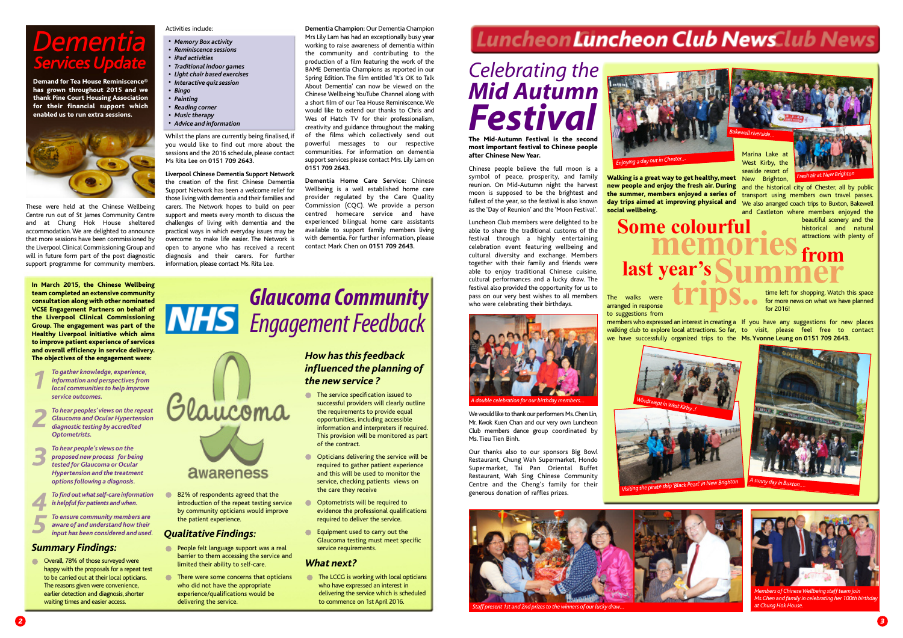# Dementia Services Update

**Demand for Tea House Reminiscence® has grown throughout 2015 and we thank Pine Court Housing Association for their financial support which enabled us to run extra sessions.**

These were held at the Chinese Wellbeing Centre run out of St James Community Centre and at Chung Hok House sheltered accommodation. We are delighted to announce that more sessions have been commissioned by the Liverpool Clinical Commissioning Group and will in future form part of the post diagnostic support programme for community members.

Activities include:

- *Memory Box activity*
- *Reminiscence sessions*
- *iPad activities*
- *Traditional indoor games*
- *Light chair based exercises*
- *Interactive quiz session*
- *Bingo*
- *Painting*
- *Reading corner*
- *Music therapy*
- *Advice and information*

Whilst the plans are currently being finalised, if you would like to find out more about the sessions and the 2016 schedule, please contact Ms Rita Lee on **0151 709 2643**.

**Liverpool Chinese Dementia Support Network** the creation of the first Chinese Dementia Support Network has been a welcome relief for those living with dementia and their families and carers. The Network hopes to build on peer support and meets every month to discuss the challenges of living with dementia and the practical ways in which everyday issues may be overcome to make life easier. The Network is open to anyone who has received a recent diagnosis and their carers. For further information, please contact Ms. Rita Lee.

**Dementia Champion:** Our Dementia Champion Mrs Lily Lam has had an exceptionally busy year working to raise awareness of dementia within the community and contributing to the production of a film featuring the work of the BAME Dementia Champions as reported in our Spring Edition. The film entitled 'It's OK to Talk About Dementia' can now be viewed on the Chinese Wellbeing YouTube Channel along with a short film of our Tea House Reminiscence. We would like to extend our thanks to Chris and Wes of Hatch TV for their professionalism, creativity and guidance throughout the making of the films which collectively send out powerful messages to our respective communities. For information on dementia support services please contact Mrs. Lily Lam on **0151 709 2643**.

**Dementia Home Care Service:** Chinese Wellbeing is a well established home care provider regulated by the Care Quality Commission (CQC). We provide a person centred homecare service and have experienced bilingual home care assistants available to support family members living with dementia. For further information, please contact Mark Chen on **0151 709 2643.**

# NHS Glaucoma Community Engagement Feedback

**In March 2015, the Chinese Wellbeing team completed an extensive community consultation along with other nominated VCSE Engagement Partners on behalf of the Liverpool Clinical Commissioning Group. The engagement was part of the Healthy Liverpool initiative which aims to improve patient experience of services and overall efficiency in service delivery. The objectives of the engagement were:**

1. *To gather knowledge, experience, information and perspectives from local communities to help improve service outcomes.*
2. *To hear peoples' views on the repeat Glaucoma and Ocular Hypertension diagnostic testing by accredited Optometrists.*
3. *To hear people's views on the proposed new process for being tested for Glaucoma or Ocular Hypertension and the treatment options following a diagnosis.*
4. *To find out what self-care information is helpful for patients and when.*
5. *To ensure community members are aware of and understand how their input has been considered and used.*

### Summary Findings:

- Overall, 78% of those surveyed were happy with the proposals for a repeat test to be carried out at their local opticians. The reasons given were convenience, earlier detection and diagnosis, shorter waiting times and easier access.
- 82% of respondents agreed that the introduction of the repeat testing service by community opticians would improve the patient experience.

### Qualitative Findings:

- People felt language support was a real barrier to them accessing the service and limited their ability to self-care.
- There were some concerns that opticians who did not have the appropriate experience/qualifications would be delivering the service.

### How has this feedback influenced the planning of the new service ?

- The service specification issued to successful providers will clearly outline the requirements to provide equal opportunities, including accessible information and interpreters if required. This provision will be monitored as part of the contract.
- Opticians delivering the service will be required to gather patient experience and this will be used to monitor the service, checking patients views on the care they receive
- Optometrists will be required to evidence the professional qualifications required to deliver the service.
- Equipment used to carry out the Glaucoma testing must meet specific service requirements.

### What next?

- The LCCG is working with local opticians who have expressed an interest in delivering the service which is scheduled to commence on 1st April 2016.

# Luncheon Club News

## Celebrating the Mid Autumn Festival

**The Mid-Autumn Festival is the second most important festival to Chinese people after Chinese New Year.**

Chinese people believe the full moon is a symbol of peace, prosperity, and family reunion. On Mid-Autumn night the harvest moon is supposed to be the brightest and fullest of the year, so the festival is also known as the 'Day of Reunion' and the 'Moon Festival'.

Luncheon Club members were delighted to be able to share the traditional customs of the festival through a highly entertaining celebration event featuring wellbeing and cultural diversity and exchange. Members together with their family and friends were able to enjoy traditional Chinese cuisine, cultural performances and a lucky draw. The festival also provided the opportunity for us to pass on our very best wishes to all members who were celebrating their birthdays.

*A double celebration for our birthday members...*

We would like to thank our performers Ms. Chen Lin, Mr. Kwok Kuen Chan and our very own Luncheon Club members dance group coordinated by Ms. Tieu Tien Binh.

Our thanks also to our sponsors Big Bowl Restaurant, Chung Wah Supermarket, Hondo Supermarket, Tai Pan Oriental Buffet Restaurant, Wah Sing Chinese Community Centre and the Cheng's family for their generous donation of raffles prizes.

*Staff present 1st and 2nd prizes to the winners of our lucky draw...*

*Members of Chinese Wellbeing staff team join Ms.Chen and family in celebrating her 100th birthday at Chung Hok House.*

## Some colourful memories from last year's Summer trips..

*Enjoying a day out in Chester...*

*Bakewell riverside...*

*Fresh air at New Brighton*

**Walking is a great way to get healthy, meet new people and enjoy the fresh air. During the summer, members enjoyed a series of day trips aimed at improving physical and social wellbeing.**

The walks were arranged in response to suggestions from members who expressed an interest in creating a walking club to explore local attractions. So far, we have successfully organized trips to the Marina Lake at West Kirby, the seaside resort of New Brighton, and the historical city of Chester, all by public transport using members own travel passes. We also arranged coach trips to Buxton, Bakewell and Castleton where members enjoyed the beautiful scenery and the historical and natural attractions with plenty of time left for shopping. Watch this space for more news on what we have planned for 2016!

If you have any suggestions for new places to visit, please feel free to contact **Ms. Yvonne Leung on 0151 709 2643.**

*Windswept in West Kirby..!*

*Visiting the pirate ship 'Black Pearl' in New Brighton*

*A sunny day in Buxton....*